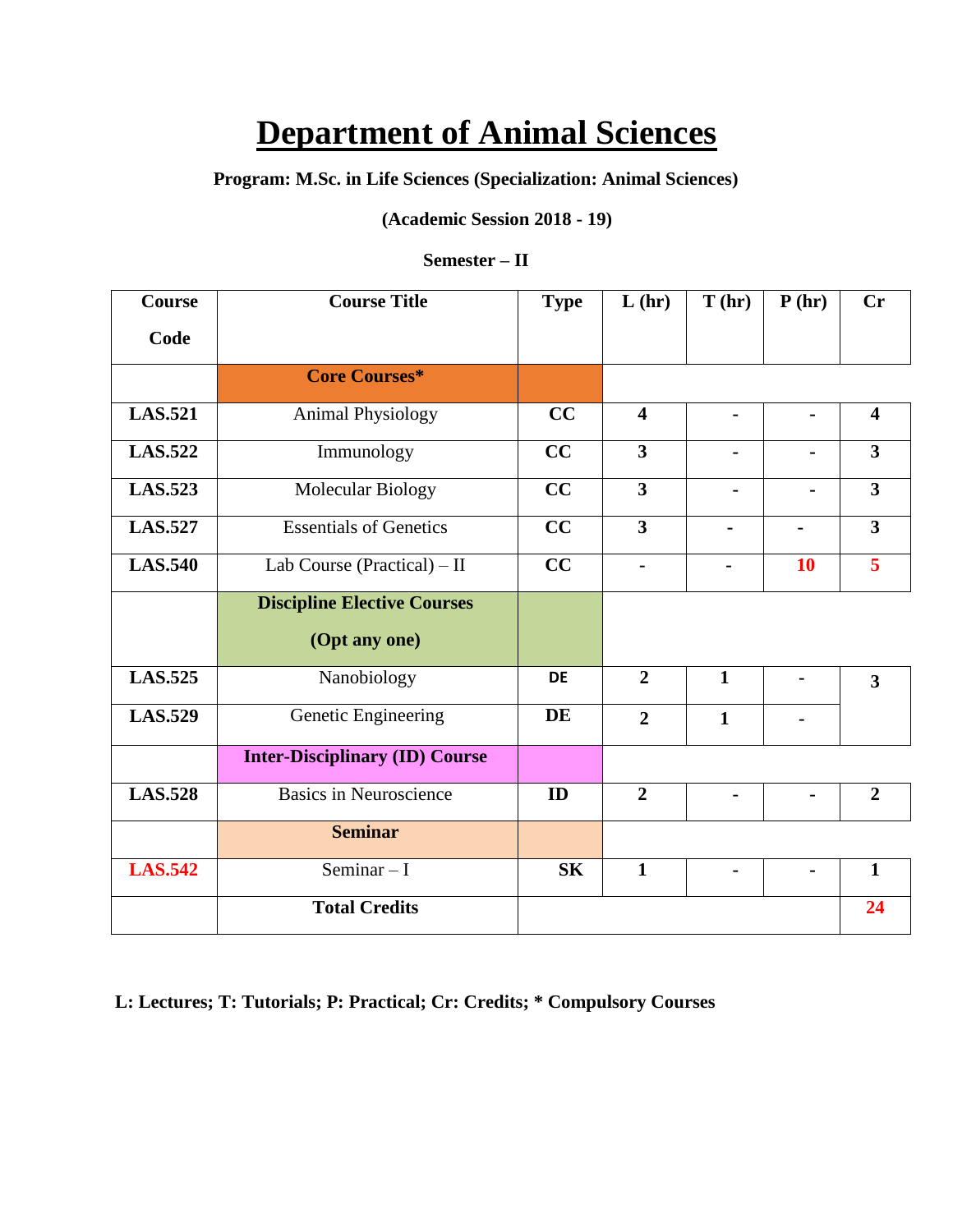# Department of Animal Sciences

**Program: M.Sc. in Life Sciences (Specialization: Animal Sciences)**

**(Academic Session 2018 - 19)**

**Semester – II**

| Course Code | Course Title | Type | L (hr) | T (hr) | P (hr) | Cr |
|---|---|---|---|---|---|---|
| | **Core Courses*** | | | | | |
| **LAS.521** | Animal Physiology | **CC** | **4** | **-** | **-** | **4** |
| **LAS.522** | Immunology | **CC** | **3** | **-** | **-** | **3** |
| **LAS.523** | Molecular Biology | **CC** | **3** | **-** | **-** | **3** |
| **LAS.527** | Essentials of Genetics | **CC** | **3** | **-** | **-** | **3** |
| **LAS.540** | Lab Course (Practical) – II | **CC** | **-** | **-** | **10** | **5** |
| | **Discipline Elective Courses (Opt any one)** | | | | | |
| **LAS.525** | Nanobiology | **DE** | **2** | **1** | **-** | **3** |
| **LAS.529** | Genetic Engineering | **DE** | **2** | **1** | **-** | |
| | **Inter-Disciplinary (ID) Course** | | | | | |
| **LAS.528** | Basics in Neuroscience | **ID** | **2** | **-** | **-** | **2** |
| | **Seminar** | | | | | |
| **LAS.542** | Seminar – I | **SK** | **1** | **-** | **-** | **1** |
| | **Total Credits** | | | | | **24** |

**L: Lectures; T: Tutorials; P: Practical; Cr: Credits; * Compulsory Courses**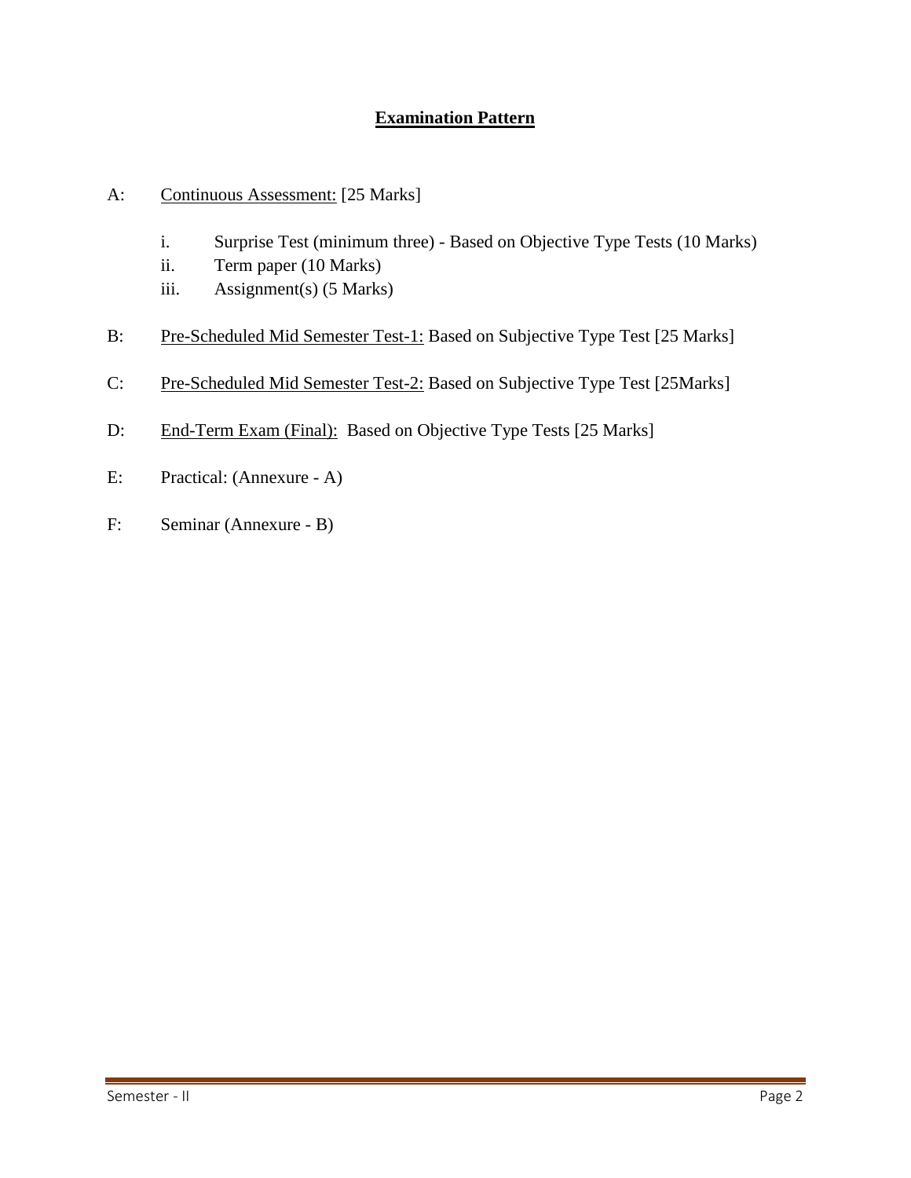# Examination Pattern

A: Continuous Assessment: [25 Marks]

- i. Surprise Test (minimum three) - Based on Objective Type Tests (10 Marks)
- ii. Term paper (10 Marks)
- iii. Assignment(s) (5 Marks)

B: Pre-Scheduled Mid Semester Test-1: Based on Subjective Type Test [25 Marks]

C: Pre-Scheduled Mid Semester Test-2: Based on Subjective Type Test [25Marks]

D: End-Term Exam (Final): Based on Objective Type Tests [25 Marks]

E: Practical: (Annexure - A)

F: Seminar (Annexure - B)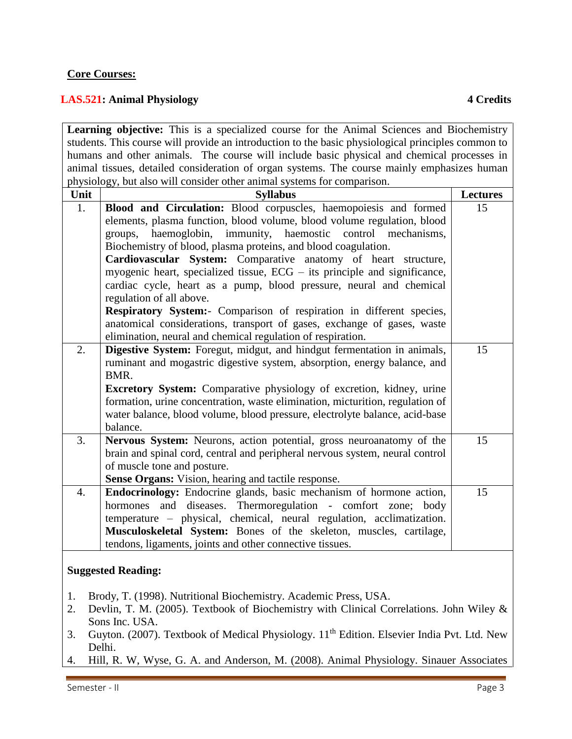**Core Courses:**

**LAS.521: Animal Physiology** **4 Credits**

**Learning objective:** This is a specialized course for the Animal Sciences and Biochemistry students. This course will provide an introduction to the basic physiological principles common to humans and other animals. The course will include basic physical and chemical processes in animal tissues, detailed consideration of organ systems. The course mainly emphasizes human physiology, but also will consider other animal systems for comparison.

| Unit | Syllabus | Lectures |
|---|---|---|
| 1. | **Blood and Circulation:** Blood corpuscles, haemopoiesis and formed elements, plasma function, blood volume, blood volume regulation, blood groups, haemoglobin, immunity, haemostic control mechanisms, Biochemistry of blood, plasma proteins, and blood coagulation. **Cardiovascular System:** Comparative anatomy of heart structure, myogenic heart, specialized tissue, ECG – its principle and significance, cardiac cycle, heart as a pump, blood pressure, neural and chemical regulation of all above. **Respiratory System:**- Comparison of respiration in different species, anatomical considerations, transport of gases, exchange of gases, waste elimination, neural and chemical regulation of respiration. | 15 |
| 2. | **Digestive System:** Foregut, midgut, and hindgut fermentation in animals, ruminant and mogastric digestive system, absorption, energy balance, and BMR. **Excretory System:** Comparative physiology of excretion, kidney, urine formation, urine concentration, waste elimination, micturition, regulation of water balance, blood volume, blood pressure, electrolyte balance, acid-base balance. | 15 |
| 3. | **Nervous System:** Neurons, action potential, gross neuroanatomy of the brain and spinal cord, central and peripheral nervous system, neural control of muscle tone and posture. **Sense Organs:** Vision, hearing and tactile response. | 15 |
| 4. | **Endocrinology:** Endocrine glands, basic mechanism of hormone action, hormones and diseases. Thermoregulation - comfort zone; body temperature – physical, chemical, neural regulation, acclimatization. **Musculoskeletal System:** Bones of the skeleton, muscles, cartilage, tendons, ligaments, joints and other connective tissues. | 15 |

**Suggested Reading:**

1. Brody, T. (1998). Nutritional Biochemistry. Academic Press, USA.
2. Devlin, T. M. (2005). Textbook of Biochemistry with Clinical Correlations. John Wiley & Sons Inc. USA.
3. Guyton. (2007). Textbook of Medical Physiology. 11th Edition. Elsevier India Pvt. Ltd. New Delhi.
4. Hill, R. W, Wyse, G. A. and Anderson, M. (2008). Animal Physiology. Sinauer Associates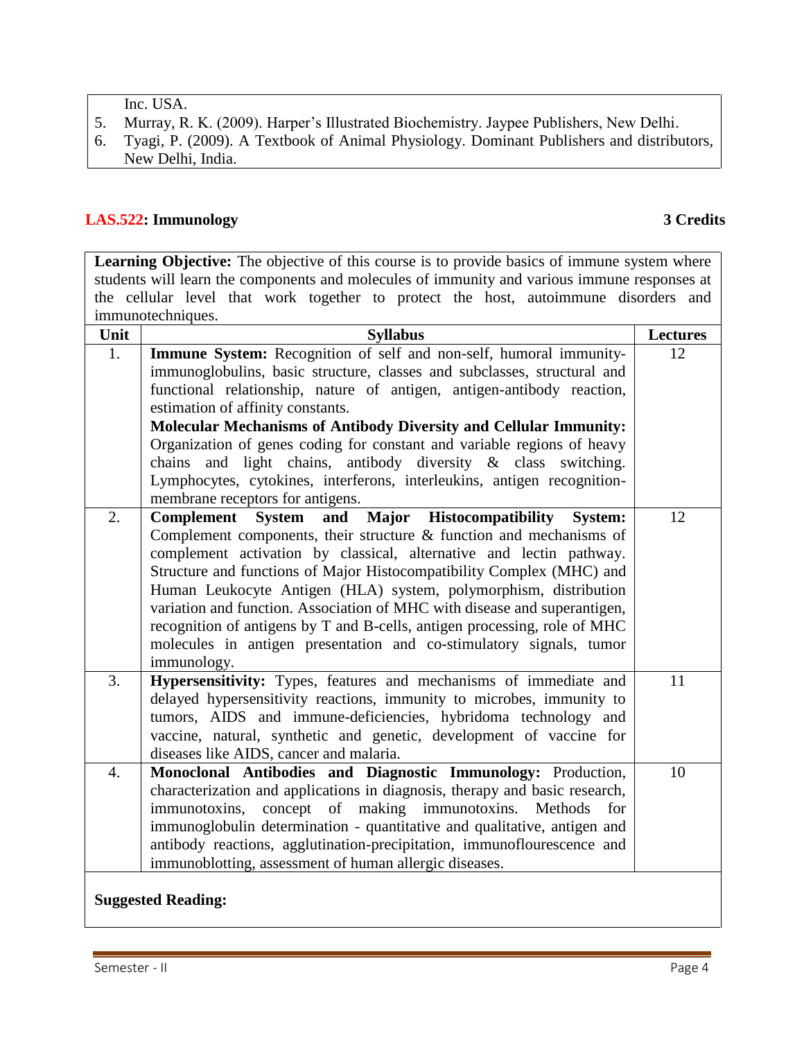Inc. USA.

5. Murray, R. K. (2009). Harper's Illustrated Biochemistry. Jaypee Publishers, New Delhi.
6. Tyagi, P. (2009). A Textbook of Animal Physiology. Dominant Publishers and distributors, New Delhi, India.

## LAS.522: Immunology — 3 Credits

**Learning Objective:** The objective of this course is to provide basics of immune system where students will learn the components and molecules of immunity and various immune responses at the cellular level that work together to protect the host, autoimmune disorders and immunotechniques.

| Unit | Syllabus | Lectures |
|---|---|---|
| 1. | **Immune System:** Recognition of self and non-self, humoral immunity-immunoglobulins, basic structure, classes and subclasses, structural and functional relationship, nature of antigen, antigen-antibody reaction, estimation of affinity constants. **Molecular Mechanisms of Antibody Diversity and Cellular Immunity:** Organization of genes coding for constant and variable regions of heavy chains and light chains, antibody diversity & class switching. Lymphocytes, cytokines, interferons, interleukins, antigen recognition-membrane receptors for antigens. | 12 |
| 2. | **Complement System and Major Histocompatibility System:** Complement components, their structure & function and mechanisms of complement activation by classical, alternative and lectin pathway. Structure and functions of Major Histocompatibility Complex (MHC) and Human Leukocyte Antigen (HLA) system, polymorphism, distribution variation and function. Association of MHC with disease and superantigen, recognition of antigens by T and B-cells, antigen processing, role of MHC molecules in antigen presentation and co-stimulatory signals, tumor immunology. | 12 |
| 3. | **Hypersensitivity:** Types, features and mechanisms of immediate and delayed hypersensitivity reactions, immunity to microbes, immunity to tumors, AIDS and immune-deficiencies, hybridoma technology and vaccine, natural, synthetic and genetic, development of vaccine for diseases like AIDS, cancer and malaria. | 11 |
| 4. | **Monoclonal Antibodies and Diagnostic Immunology:** Production, characterization and applications in diagnosis, therapy and basic research, immunotoxins, concept of making immunotoxins. Methods for immunoglobulin determination - quantitative and qualitative, antigen and antibody reactions, agglutination-precipitation, immunoflourescence and immunoblotting, assessment of human allergic diseases. | 10 |

**Suggested Reading:**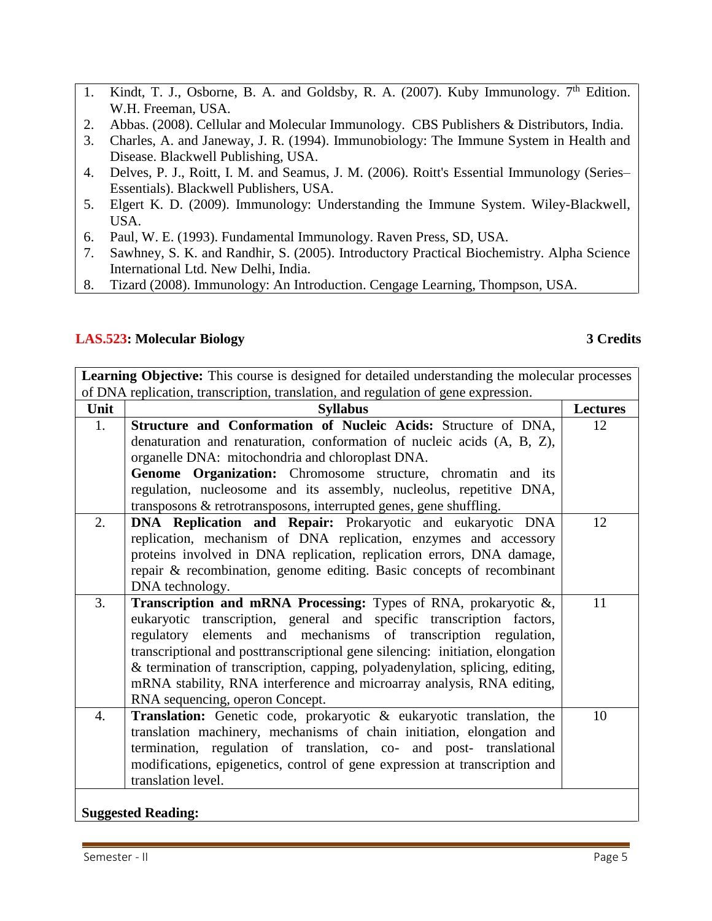1. Kindt, T. J., Osborne, B. A. and Goldsby, R. A. (2007). Kuby Immunology. 7th Edition. W.H. Freeman, USA.
2. Abbas. (2008). Cellular and Molecular Immunology. CBS Publishers & Distributors, India.
3. Charles, A. and Janeway, J. R. (1994). Immunobiology: The Immune System in Health and Disease. Blackwell Publishing, USA.
4. Delves, P. J., Roitt, I. M. and Seamus, J. M. (2006). Roitt's Essential Immunology (Series– Essentials). Blackwell Publishers, USA.
5. Elgert K. D. (2009). Immunology: Understanding the Immune System. Wiley-Blackwell, USA.
6. Paul, W. E. (1993). Fundamental Immunology. Raven Press, SD, USA.
7. Sawhney, S. K. and Randhir, S. (2005). Introductory Practical Biochemistry. Alpha Science International Ltd. New Delhi, India.
8. Tizard (2008). Immunology: An Introduction. Cengage Learning, Thompson, USA.

## LAS.523: Molecular Biology — 3 Credits

**Learning Objective:** This course is designed for detailed understanding the molecular processes of DNA replication, transcription, translation, and regulation of gene expression.

| Unit | Syllabus | Lectures |
|---|---|---|
| 1. | **Structure and Conformation of Nucleic Acids:** Structure of DNA, denaturation and renaturation, conformation of nucleic acids (A, B, Z), organelle DNA: mitochondria and chloroplast DNA. **Genome Organization:** Chromosome structure, chromatin and its regulation, nucleosome and its assembly, nucleolus, repetitive DNA, transposons & retrotransposons, interrupted genes, gene shuffling. | 12 |
| 2. | **DNA Replication and Repair:** Prokaryotic and eukaryotic DNA replication, mechanism of DNA replication, enzymes and accessory proteins involved in DNA replication, replication errors, DNA damage, repair & recombination, genome editing. Basic concepts of recombinant DNA technology. | 12 |
| 3. | **Transcription and mRNA Processing:** Types of RNA, prokaryotic &, eukaryotic transcription, general and specific transcription factors, regulatory elements and mechanisms of transcription regulation, transcriptional and posttranscriptional gene silencing: initiation, elongation & termination of transcription, capping, polyadenylation, splicing, editing, mRNA stability, RNA interference and microarray analysis, RNA editing, RNA sequencing, operon Concept. | 11 |
| 4. | **Translation:** Genetic code, prokaryotic & eukaryotic translation, the translation machinery, mechanisms of chain initiation, elongation and termination, regulation of translation, co- and post- translational modifications, epigenetics, control of gene expression at transcription and translation level. | 10 |

**Suggested Reading:**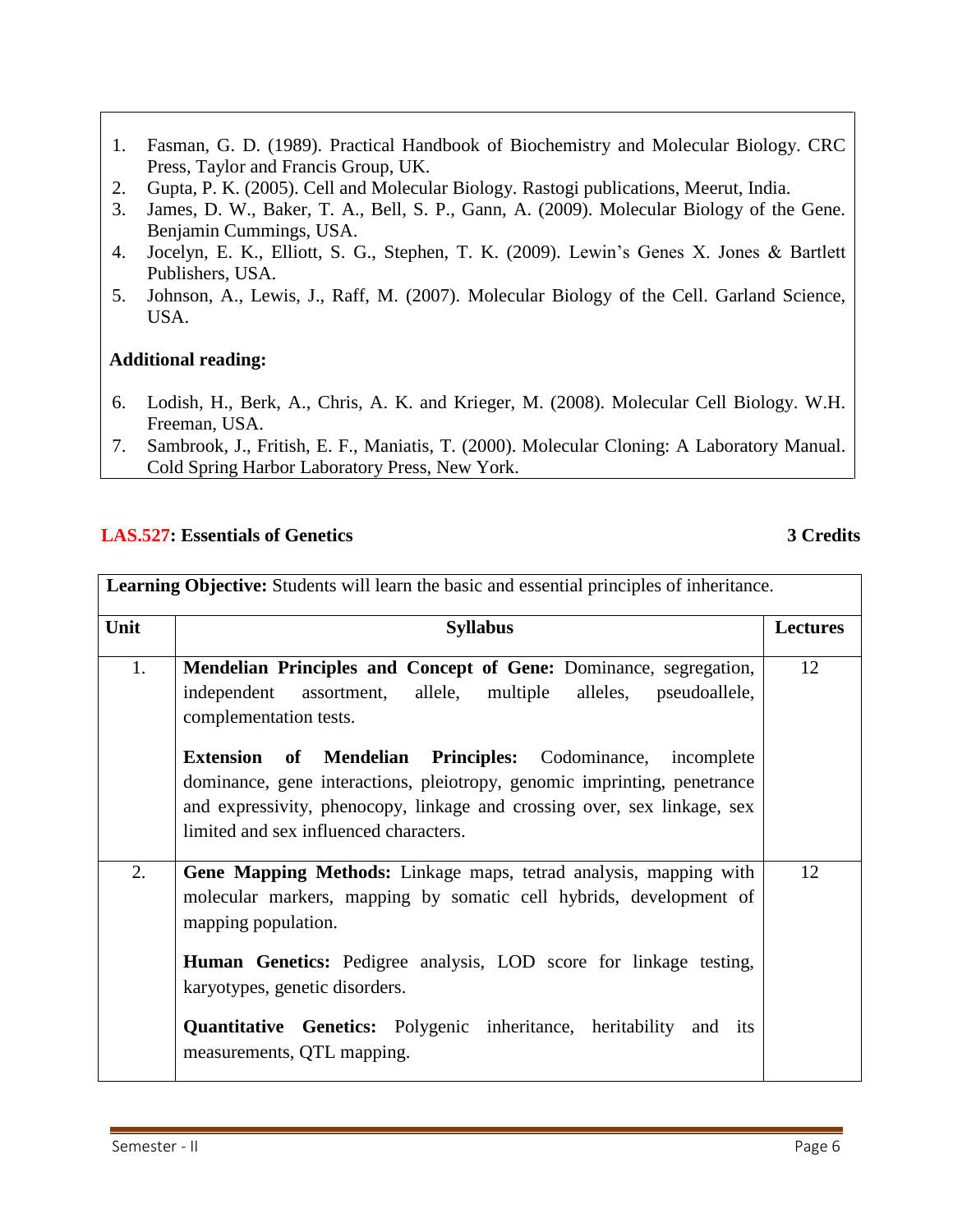1. Fasman, G. D. (1989). Practical Handbook of Biochemistry and Molecular Biology. CRC Press, Taylor and Francis Group, UK.
2. Gupta, P. K. (2005). Cell and Molecular Biology. Rastogi publications, Meerut, India.
3. James, D. W., Baker, T. A., Bell, S. P., Gann, A. (2009). Molecular Biology of the Gene. Benjamin Cummings, USA.
4. Jocelyn, E. K., Elliott, S. G., Stephen, T. K. (2009). Lewin's Genes X. Jones & Bartlett Publishers, USA.
5. Johnson, A., Lewis, J., Raff, M. (2007). Molecular Biology of the Cell. Garland Science, USA.

**Additional reading:**

6. Lodish, H., Berk, A., Chris, A. K. and Krieger, M. (2008). Molecular Cell Biology. W.H. Freeman, USA.
7. Sambrook, J., Fritish, E. F., Maniatis, T. (2000). Molecular Cloning: A Laboratory Manual. Cold Spring Harbor Laboratory Press, New York.

## LAS.527: Essentials of Genetics — 3 Credits

**Learning Objective:** Students will learn the basic and essential principles of inheritance.

| Unit | Syllabus | Lectures |
|---|---|---|
| 1. | **Mendelian Principles and Concept of Gene:** Dominance, segregation, independent assortment, allele, multiple alleles, pseudoallele, complementation tests.<br><br>**Extension of Mendelian Principles:** Codominance, incomplete dominance, gene interactions, pleiotropy, genomic imprinting, penetrance and expressivity, phenocopy, linkage and crossing over, sex linkage, sex limited and sex influenced characters. | 12 |
| 2. | **Gene Mapping Methods:** Linkage maps, tetrad analysis, mapping with molecular markers, mapping by somatic cell hybrids, development of mapping population.<br><br>**Human Genetics:** Pedigree analysis, LOD score for linkage testing, karyotypes, genetic disorders.<br><br>**Quantitative Genetics:** Polygenic inheritance, heritability and its measurements, QTL mapping. | 12 |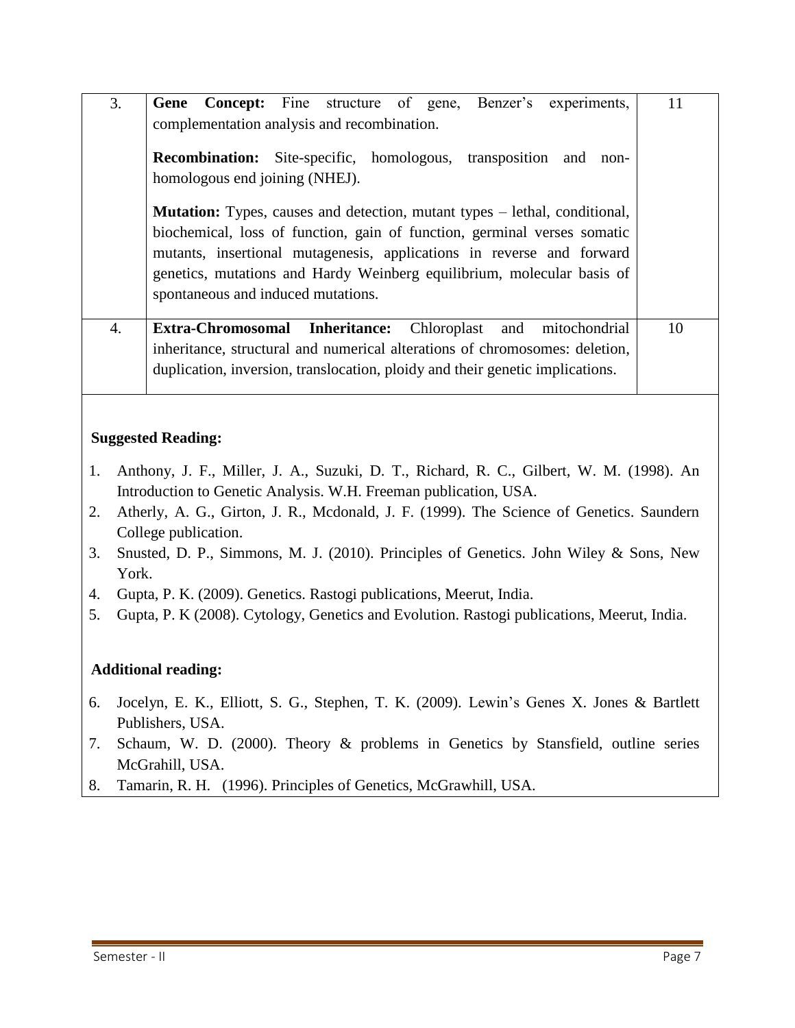| | | |
|---|---|---|
| 3. | **Gene Concept:** Fine structure of gene, Benzer's experiments, complementation analysis and recombination.<br><br>**Recombination:** Site-specific, homologous, transposition and non-homologous end joining (NHEJ).<br><br>**Mutation:** Types, causes and detection, mutant types – lethal, conditional, biochemical, loss of function, gain of function, germinal verses somatic mutants, insertional mutagenesis, applications in reverse and forward genetics, mutations and Hardy Weinberg equilibrium, molecular basis of spontaneous and induced mutations. | 11 |
| 4. | **Extra-Chromosomal Inheritance:** Chloroplast and mitochondrial inheritance, structural and numerical alterations of chromosomes: deletion, duplication, inversion, translocation, ploidy and their genetic implications. | 10 |

**Suggested Reading:**

1. Anthony, J. F., Miller, J. A., Suzuki, D. T., Richard, R. C., Gilbert, W. M. (1998). An Introduction to Genetic Analysis. W.H. Freeman publication, USA.
2. Atherly, A. G., Girton, J. R., Mcdonald, J. F. (1999). The Science of Genetics. Saundern College publication.
3. Snusted, D. P., Simmons, M. J. (2010). Principles of Genetics. John Wiley & Sons, New York.
4. Gupta, P. K. (2009). Genetics. Rastogi publications, Meerut, India.
5. Gupta, P. K (2008). Cytology, Genetics and Evolution. Rastogi publications, Meerut, India.

**Additional reading:**

6. Jocelyn, E. K., Elliott, S. G., Stephen, T. K. (2009). Lewin's Genes X. Jones & Bartlett Publishers, USA.
7. Schaum, W. D. (2000). Theory & problems in Genetics by Stansfield, outline series McGrahill, USA.
8. Tamarin, R. H. (1996). Principles of Genetics, McGrawhill, USA.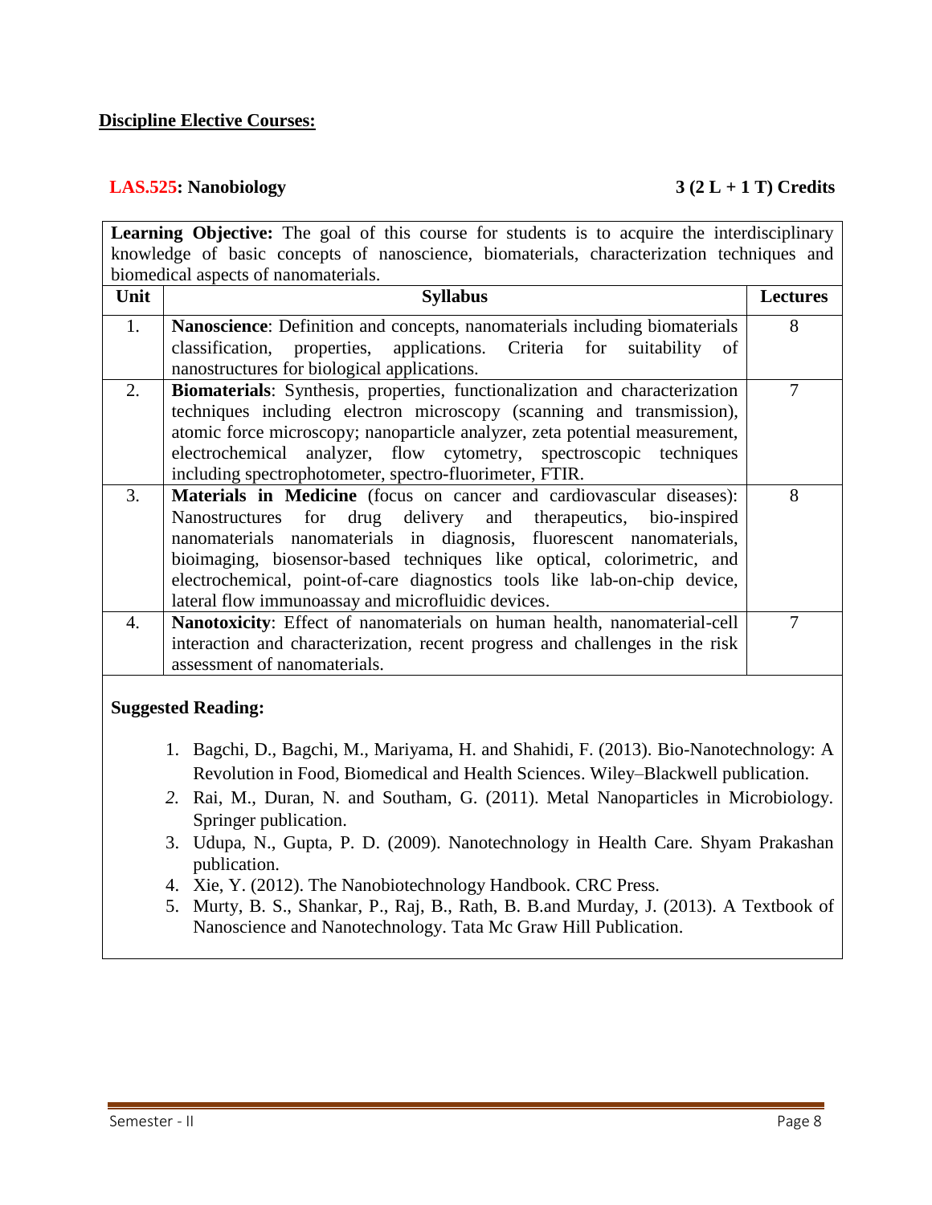**Discipline Elective Courses:**

## LAS.525: Nanobiology 3 (2 L + 1 T) Credits

**Learning Objective:** The goal of this course for students is to acquire the interdisciplinary knowledge of basic concepts of nanoscience, biomaterials, characterization techniques and biomedical aspects of nanomaterials.

| Unit | Syllabus | Lectures |
|---|---|---|
| 1. | **Nanoscience**: Definition and concepts, nanomaterials including biomaterials classification, properties, applications. Criteria for suitability of nanostructures for biological applications. | 8 |
| 2. | **Biomaterials**: Synthesis, properties, functionalization and characterization techniques including electron microscopy (scanning and transmission), atomic force microscopy; nanoparticle analyzer, zeta potential measurement, electrochemical analyzer, flow cytometry, spectroscopic techniques including spectrophotometer, spectro-fluorimeter, FTIR. | 7 |
| 3. | **Materials in Medicine** (focus on cancer and cardiovascular diseases): Nanostructures for drug delivery and therapeutics, bio-inspired nanomaterials nanomaterials in diagnosis, fluorescent nanomaterials, bioimaging, biosensor-based techniques like optical, colorimetric, and electrochemical, point-of-care diagnostics tools like lab-on-chip device, lateral flow immunoassay and microfluidic devices. | 8 |
| 4. | **Nanotoxicity**: Effect of nanomaterials on human health, nanomaterial-cell interaction and characterization, recent progress and challenges in the risk assessment of nanomaterials. | 7 |

**Suggested Reading:**

1. Bagchi, D., Bagchi, M., Mariyama, H. and Shahidi, F. (2013). Bio-Nanotechnology: A Revolution in Food, Biomedical and Health Sciences. Wiley–Blackwell publication.
2. Rai, M., Duran, N. and Southam, G. (2011). Metal Nanoparticles in Microbiology. Springer publication.
3. Udupa, N., Gupta, P. D. (2009). Nanotechnology in Health Care. Shyam Prakashan publication.
4. Xie, Y. (2012). The Nanobiotechnology Handbook. CRC Press.
5. Murty, B. S., Shankar, P., Raj, B., Rath, B. B.and Murday, J. (2013). A Textbook of Nanoscience and Nanotechnology. Tata Mc Graw Hill Publication.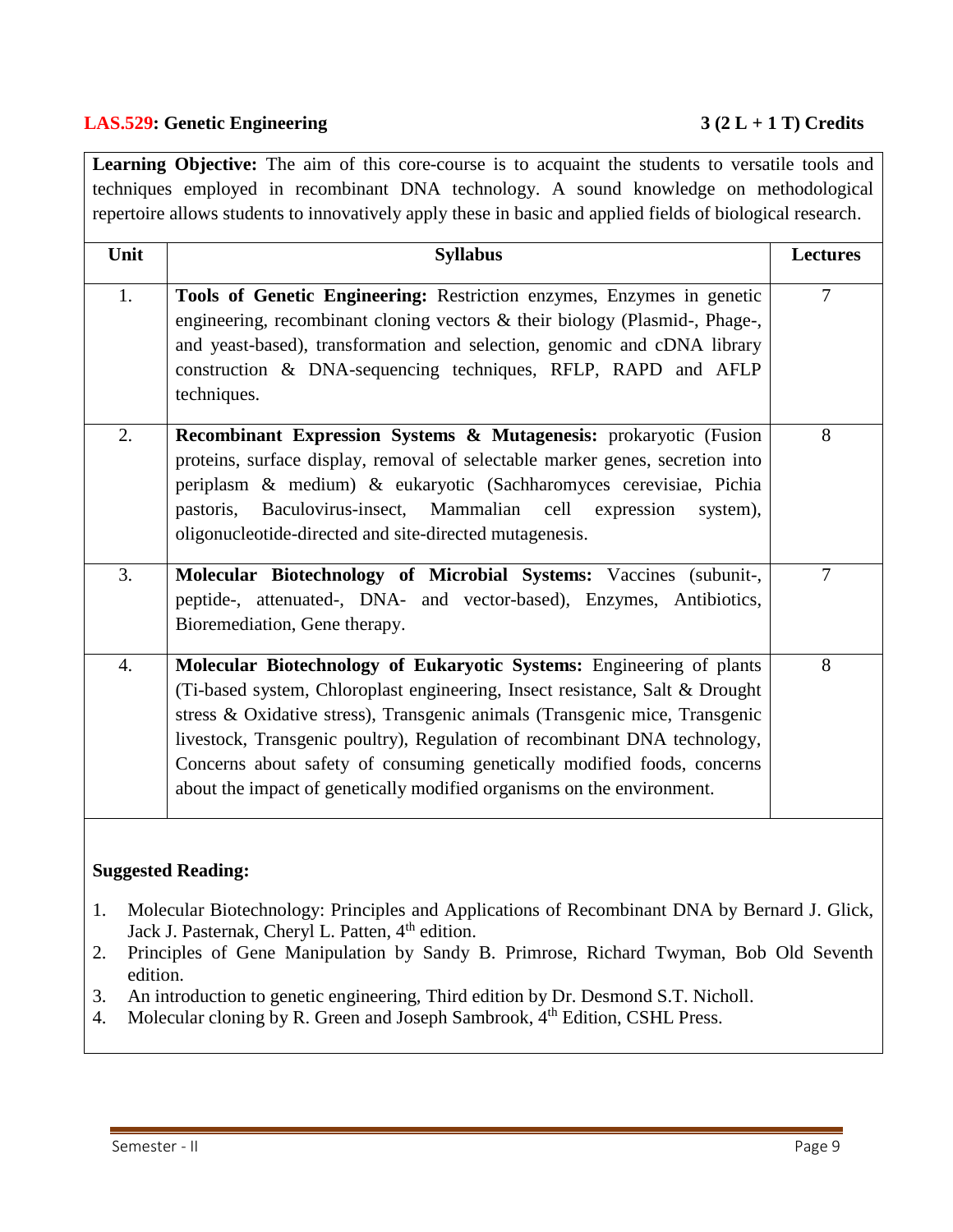**LAS.529: Genetic Engineering** **3 (2 L + 1 T) Credits**

**Learning Objective:** The aim of this core-course is to acquaint the students to versatile tools and techniques employed in recombinant DNA technology. A sound knowledge on methodological repertoire allows students to innovatively apply these in basic and applied fields of biological research.

| Unit | Syllabus | Lectures |
|---|---|---|
| 1. | **Tools of Genetic Engineering:** Restriction enzymes, Enzymes in genetic engineering, recombinant cloning vectors & their biology (Plasmid-, Phage-, and yeast-based), transformation and selection, genomic and cDNA library construction & DNA-sequencing techniques, RFLP, RAPD and AFLP techniques. | 7 |
| 2. | **Recombinant Expression Systems & Mutagenesis:** prokaryotic (Fusion proteins, surface display, removal of selectable marker genes, secretion into periplasm & medium) & eukaryotic (Sachharomyces cerevisiae, Pichia pastoris, Baculovirus-insect, Mammalian cell expression system), oligonucleotide-directed and site-directed mutagenesis. | 8 |
| 3. | **Molecular Biotechnology of Microbial Systems:** Vaccines (subunit-, peptide-, attenuated-, DNA- and vector-based), Enzymes, Antibiotics, Bioremediation, Gene therapy. | 7 |
| 4. | **Molecular Biotechnology of Eukaryotic Systems:** Engineering of plants (Ti-based system, Chloroplast engineering, Insect resistance, Salt & Drought stress & Oxidative stress), Transgenic animals (Transgenic mice, Transgenic livestock, Transgenic poultry), Regulation of recombinant DNA technology, Concerns about safety of consuming genetically modified foods, concerns about the impact of genetically modified organisms on the environment. | 8 |

**Suggested Reading:**

1. Molecular Biotechnology: Principles and Applications of Recombinant DNA by Bernard J. Glick, Jack J. Pasternak, Cheryl L. Patten, 4th edition.
2. Principles of Gene Manipulation by Sandy B. Primrose, Richard Twyman, Bob Old Seventh edition.
3. An introduction to genetic engineering, Third edition by Dr. Desmond S.T. Nicholl.
4. Molecular cloning by R. Green and Joseph Sambrook, 4th Edition, CSHL Press.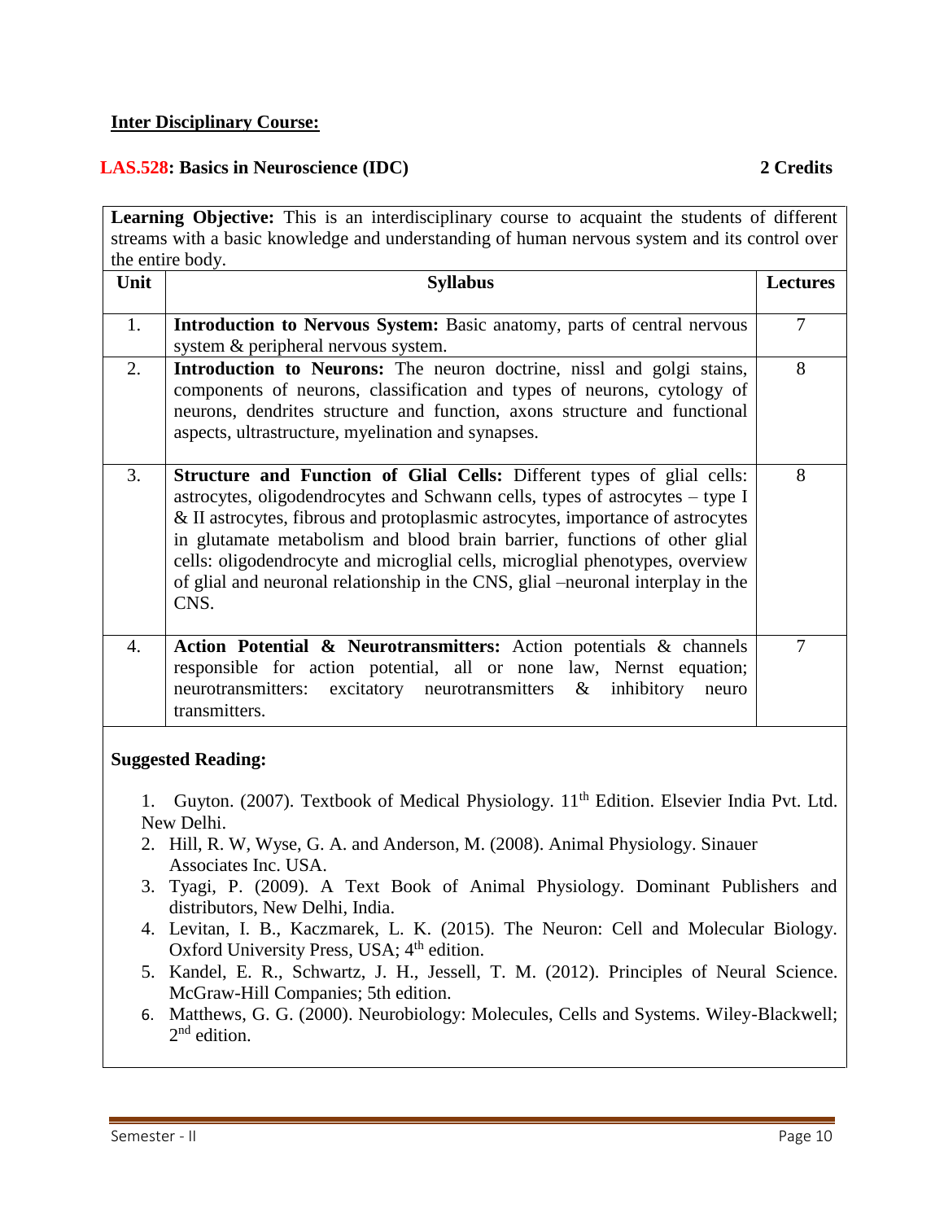**Inter Disciplinary Course:**

## LAS.528: Basics in Neuroscience (IDC) — 2 Credits

**Learning Objective:** This is an interdisciplinary course to acquaint the students of different streams with a basic knowledge and understanding of human nervous system and its control over the entire body.

| Unit | Syllabus | Lectures |
|---|---|---|
| 1. | **Introduction to Nervous System:** Basic anatomy, parts of central nervous system & peripheral nervous system. | 7 |
| 2. | **Introduction to Neurons:** The neuron doctrine, nissl and golgi stains, components of neurons, classification and types of neurons, cytology of neurons, dendrites structure and function, axons structure and functional aspects, ultrastructure, myelination and synapses. | 8 |
| 3. | **Structure and Function of Glial Cells:** Different types of glial cells: astrocytes, oligodendrocytes and Schwann cells, types of astrocytes – type I & II astrocytes, fibrous and protoplasmic astrocytes, importance of astrocytes in glutamate metabolism and blood brain barrier, functions of other glial cells: oligodendrocyte and microglial cells, microglial phenotypes, overview of glial and neuronal relationship in the CNS, glial –neuronal interplay in the CNS. | 8 |
| 4. | **Action Potential & Neurotransmitters:** Action potentials & channels responsible for action potential, all or none law, Nernst equation; neurotransmitters: excitatory neurotransmitters & inhibitory neuro transmitters. | 7 |

**Suggested Reading:**

1. Guyton. (2007). Textbook of Medical Physiology. 11th Edition. Elsevier India Pvt. Ltd. New Delhi.
2. Hill, R. W, Wyse, G. A. and Anderson, M. (2008). Animal Physiology. Sinauer Associates Inc. USA.
3. Tyagi, P. (2009). A Text Book of Animal Physiology. Dominant Publishers and distributors, New Delhi, India.
4. Levitan, I. B., Kaczmarek, L. K. (2015). The Neuron: Cell and Molecular Biology. Oxford University Press, USA; 4th edition.
5. Kandel, E. R., Schwartz, J. H., Jessell, T. M. (2012). Principles of Neural Science. McGraw-Hill Companies; 5th edition.
6. Matthews, G. G. (2000). Neurobiology: Molecules, Cells and Systems. Wiley-Blackwell; 2nd edition.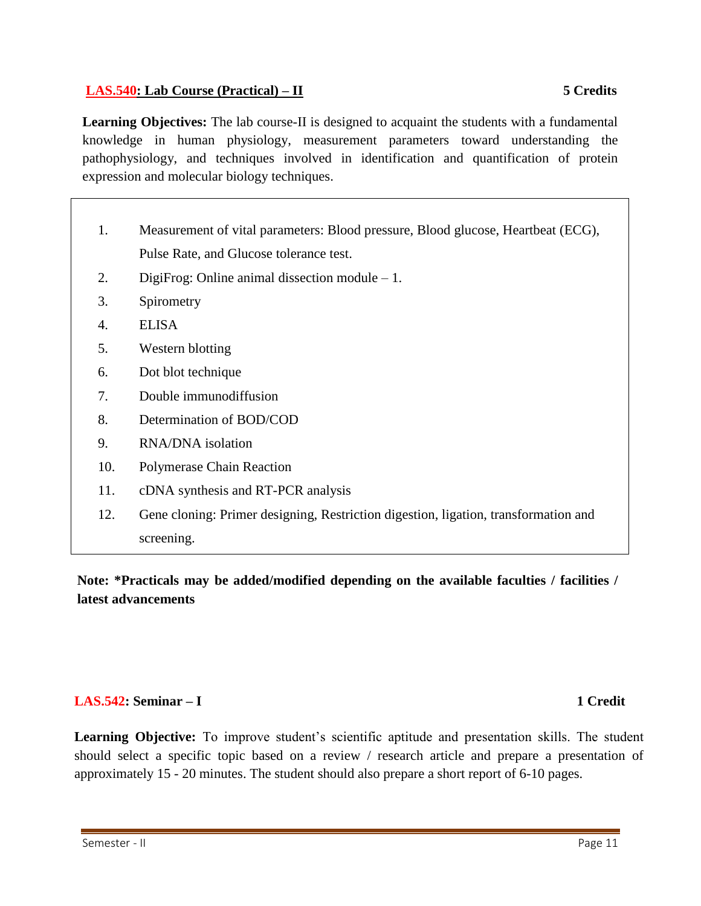## **LAS.540: Lab Course (Practical) – II** 5 Credits

**Learning Objectives:** The lab course-II is designed to acquaint the students with a fundamental knowledge in human physiology, measurement parameters toward understanding the pathophysiology, and techniques involved in identification and quantification of protein expression and molecular biology techniques.

1. Measurement of vital parameters: Blood pressure, Blood glucose, Heartbeat (ECG), Pulse Rate, and Glucose tolerance test.
2. DigiFrog: Online animal dissection module – 1.
3. Spirometry
4. ELISA
5. Western blotting
6. Dot blot technique
7. Double immunodiffusion
8. Determination of BOD/COD
9. RNA/DNA isolation
10. Polymerase Chain Reaction
11. cDNA synthesis and RT-PCR analysis
12. Gene cloning: Primer designing, Restriction digestion, ligation, transformation and screening.

**Note: *Practicals may be added/modified depending on the available faculties / facilities / latest advancements**

## **LAS.542: Seminar – I** 1 Credit

**Learning Objective:** To improve student's scientific aptitude and presentation skills. The student should select a specific topic based on a review / research article and prepare a presentation of approximately 15 - 20 minutes. The student should also prepare a short report of 6-10 pages.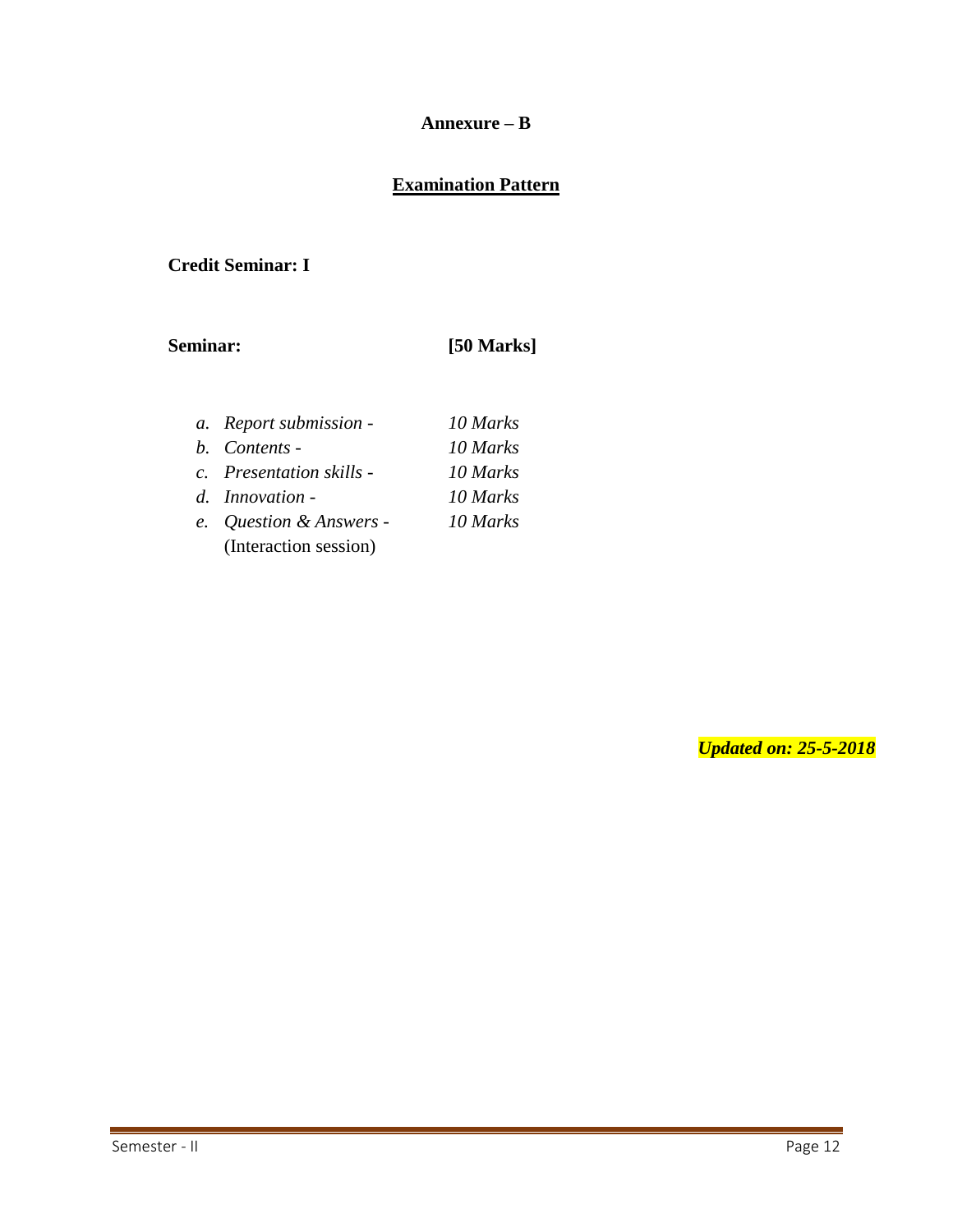**Annexure – B**

## Examination Pattern

**Credit Seminar: I**

**Seminar:** **[50 Marks]**

a. *Report submission -* *10 Marks*
b. *Contents -* *10 Marks*
c. *Presentation skills -* *10 Marks*
d. *Innovation -* *10 Marks*
e. *Question & Answers -* *10 Marks*
   (Interaction session)

***Updated on: 25-5-2018***